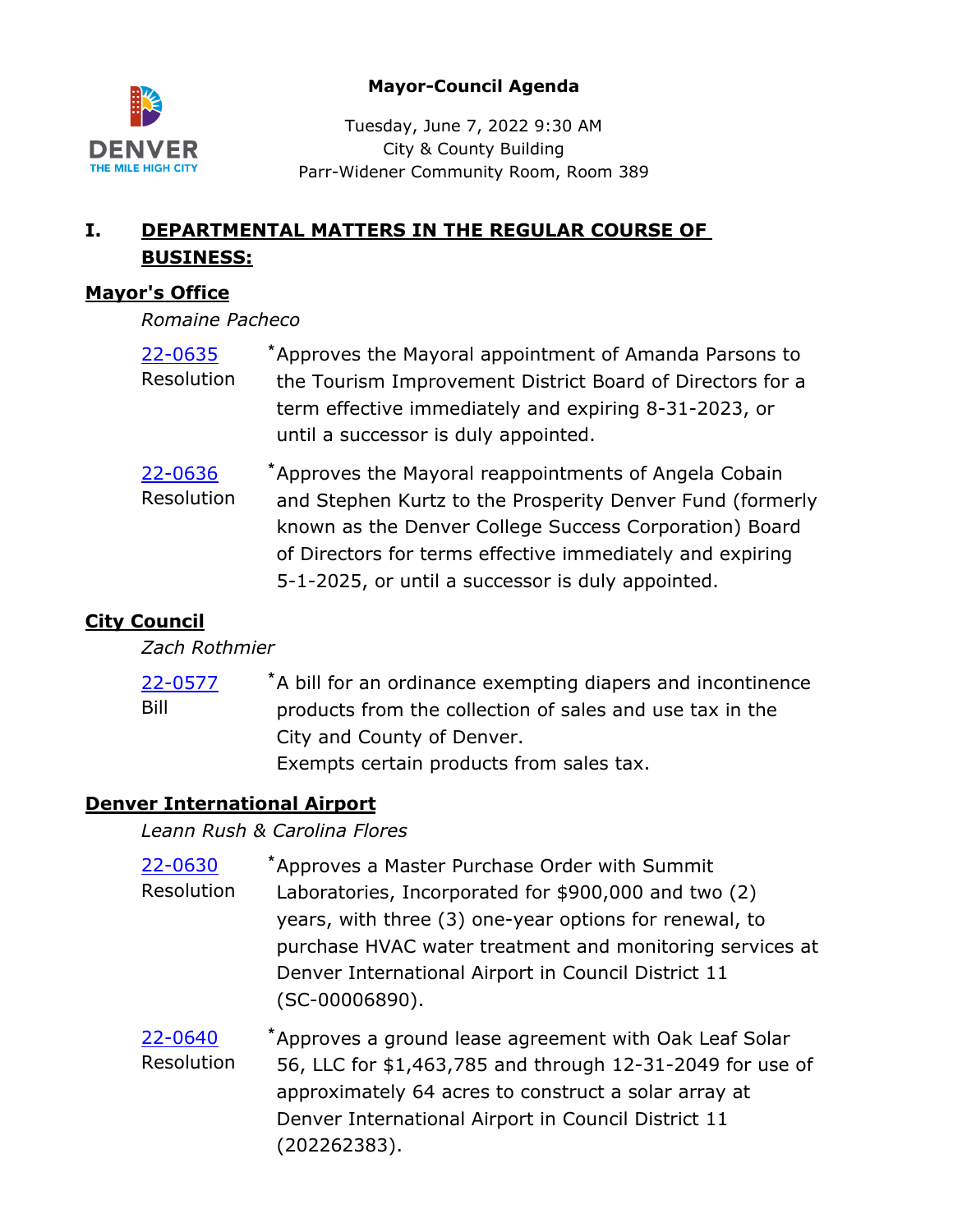**Mayor-Council Agenda**

Tuesday, June 7, 2022 9:30 AM
City & County Building
Parr-Widener Community Room, Room 389

## I. DEPARTMENTAL MATTERS IN THE REGULAR COURSE OF BUSINESS:

### Mayor's Office

*Romaine Pacheco*

[22-0635](22-0635) Resolution
*Approves the Mayoral appointment of Amanda Parsons to the Tourism Improvement District Board of Directors for a term effective immediately and expiring 8-31-2023, or until a successor is duly appointed.

[22-0636](22-0636) Resolution
*Approves the Mayoral reappointments of Angela Cobain and Stephen Kurtz to the Prosperity Denver Fund (formerly known as the Denver College Success Corporation) Board of Directors for terms effective immediately and expiring 5-1-2025, or until a successor is duly appointed.

### City Council

*Zach Rothmier*

[22-0577](22-0577) Bill
*A bill for an ordinance exempting diapers and incontinence products from the collection of sales and use tax in the City and County of Denver.
Exempts certain products from sales tax.

### Denver International Airport

*Leann Rush & Carolina Flores*

[22-0630](22-0630) Resolution
*Approves a Master Purchase Order with Summit Laboratories, Incorporated for $900,000 and two (2) years, with three (3) one-year options for renewal, to purchase HVAC water treatment and monitoring services at Denver International Airport in Council District 11 (SC-00006890).

[22-0640](22-0640) Resolution
*Approves a ground lease agreement with Oak Leaf Solar 56, LLC for $1,463,785 and through 12-31-2049 for use of approximately 64 acres to construct a solar array at Denver International Airport in Council District 11 (202262383).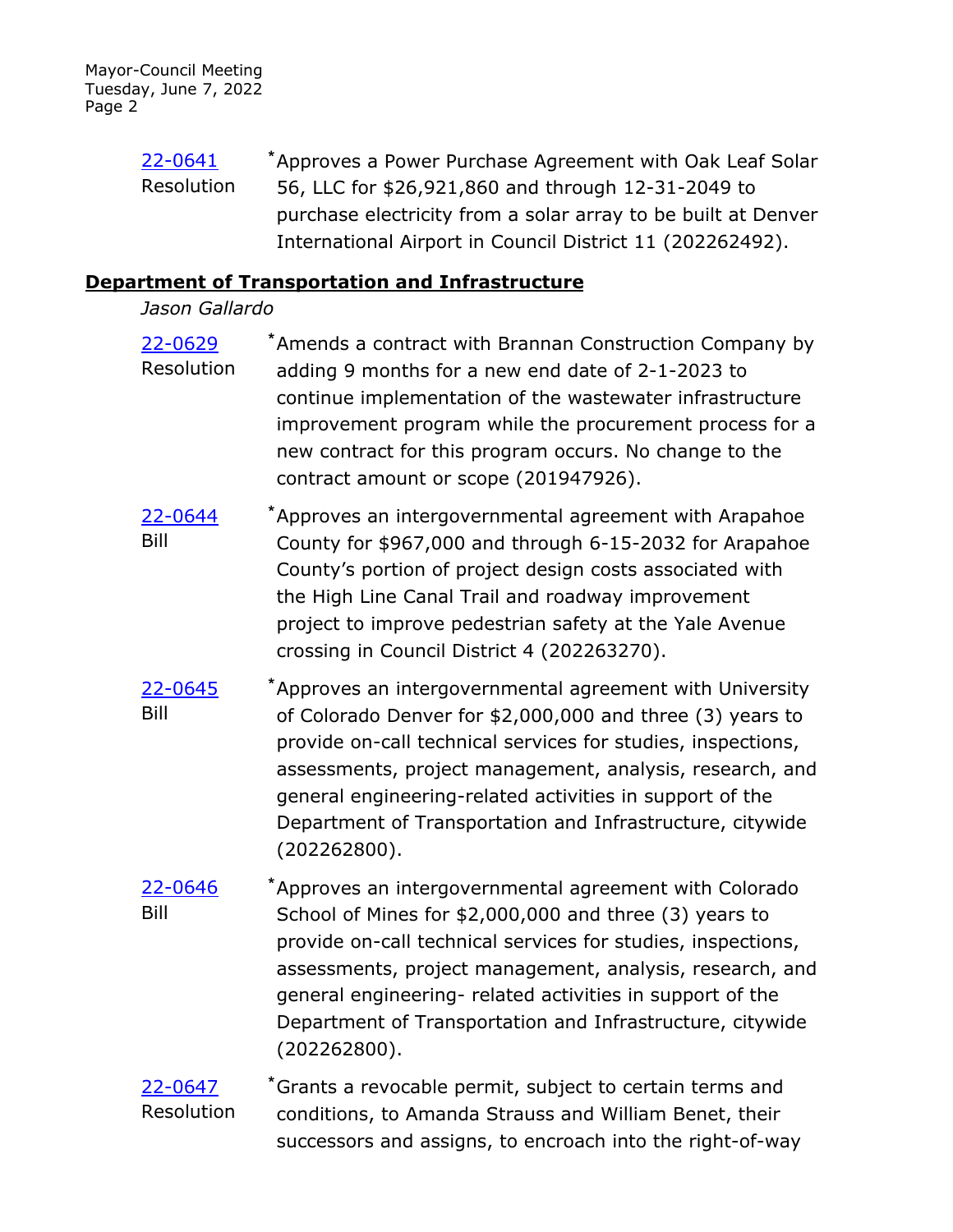22-0641
Resolution

*Approves a Power Purchase Agreement with Oak Leaf Solar 56, LLC for $26,921,860 and through 12-31-2049 to purchase electricity from a solar array to be built at Denver International Airport in Council District 11 (202262492).

**Department of Transportation and Infrastructure**

*Jason Gallardo*

22-0629
Resolution

*Amends a contract with Brannan Construction Company by adding 9 months for a new end date of 2-1-2023 to continue implementation of the wastewater infrastructure improvement program while the procurement process for a new contract for this program occurs. No change to the contract amount or scope (201947926).

22-0644
Bill

*Approves an intergovernmental agreement with Arapahoe County for $967,000 and through 6-15-2032 for Arapahoe County's portion of project design costs associated with the High Line Canal Trail and roadway improvement project to improve pedestrian safety at the Yale Avenue crossing in Council District 4 (202263270).

22-0645
Bill

*Approves an intergovernmental agreement with University of Colorado Denver for $2,000,000 and three (3) years to provide on-call technical services for studies, inspections, assessments, project management, analysis, research, and general engineering-related activities in support of the Department of Transportation and Infrastructure, citywide (202262800).

22-0646
Bill

*Approves an intergovernmental agreement with Colorado School of Mines for $2,000,000 and three (3) years to provide on-call technical services for studies, inspections, assessments, project management, analysis, research, and general engineering- related activities in support of the Department of Transportation and Infrastructure, citywide (202262800).

22-0647
Resolution

*Grants a revocable permit, subject to certain terms and conditions, to Amanda Strauss and William Benet, their successors and assigns, to encroach into the right-of-way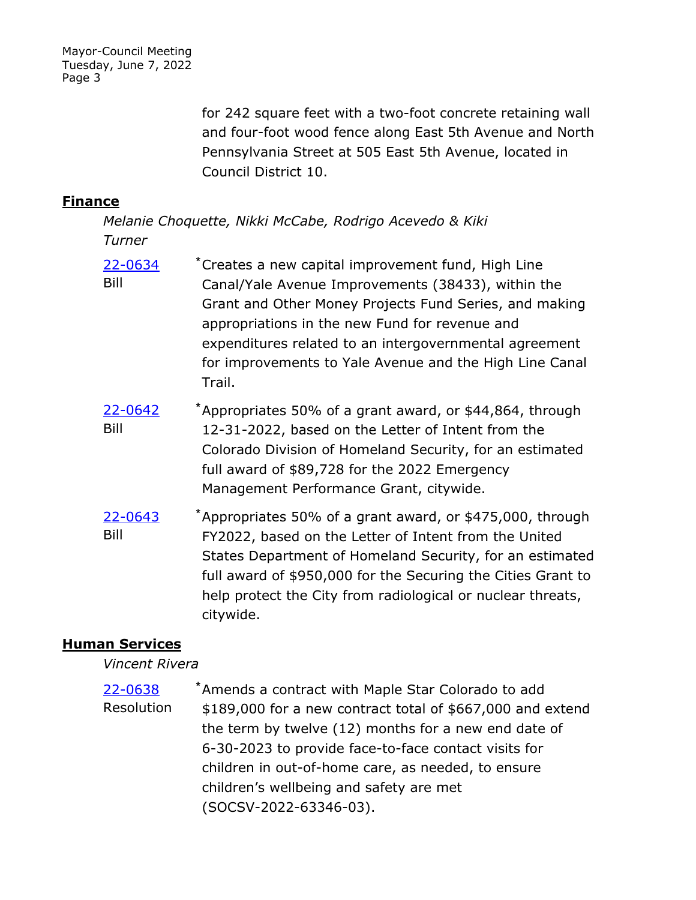for 242 square feet with a two-foot concrete retaining wall and four-foot wood fence along East 5th Avenue and North Pennsylvania Street at 505 East 5th Avenue, located in Council District 10.

## Finance

*Melanie Choquette, Nikki McCabe, Rodrigo Acevedo & Kiki Turner*

[22-0634](22-0634) Bill

*Creates a new capital improvement fund, High Line Canal/Yale Avenue Improvements (38433), within the Grant and Other Money Projects Fund Series, and making appropriations in the new Fund for revenue and expenditures related to an intergovernmental agreement for improvements to Yale Avenue and the High Line Canal Trail.

[22-0642](22-0642) Bill

*Appropriates 50% of a grant award, or $44,864, through 12-31-2022, based on the Letter of Intent from the Colorado Division of Homeland Security, for an estimated full award of $89,728 for the 2022 Emergency Management Performance Grant, citywide.

[22-0643](22-0643) Bill

*Appropriates 50% of a grant award, or $475,000, through FY2022, based on the Letter of Intent from the United States Department of Homeland Security, for an estimated full award of $950,000 for the Securing the Cities Grant to help protect the City from radiological or nuclear threats, citywide.

## Human Services

*Vincent Rivera*

[22-0638](22-0638) Resolution

*Amends a contract with Maple Star Colorado to add $189,000 for a new contract total of $667,000 and extend the term by twelve (12) months for a new end date of 6-30-2023 to provide face-to-face contact visits for children in out-of-home care, as needed, to ensure children's wellbeing and safety are met (SOCSV-2022-63346-03).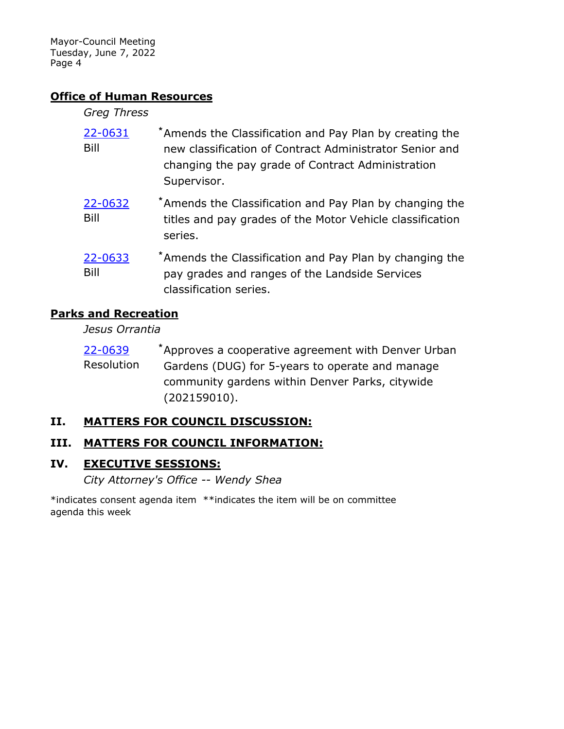## Office of Human Resources

*Greg Thress*

| | | |
|---|---|---|
| 22-0631 | Bill | *Amends the Classification and Pay Plan by creating the new classification of Contract Administrator Senior and changing the pay grade of Contract Administration Supervisor. |
| 22-0632 | Bill | *Amends the Classification and Pay Plan by changing the titles and pay grades of the Motor Vehicle classification series. |
| 22-0633 | Bill | *Amends the Classification and Pay Plan by changing the pay grades and ranges of the Landside Services classification series. |

## Parks and Recreation

*Jesus Orrantia*

| | | |
|---|---|---|
| 22-0639 | Resolution | *Approves a cooperative agreement with Denver Urban Gardens (DUG) for 5-years to operate and manage community gardens within Denver Parks, citywide (202159010). |

# II. MATTERS FOR COUNCIL DISCUSSION:

# III. MATTERS FOR COUNCIL INFORMATION:

# IV. EXECUTIVE SESSIONS:

*City Attorney's Office -- Wendy Shea*

*indicates consent agenda item **indicates the item will be on committee agenda this week